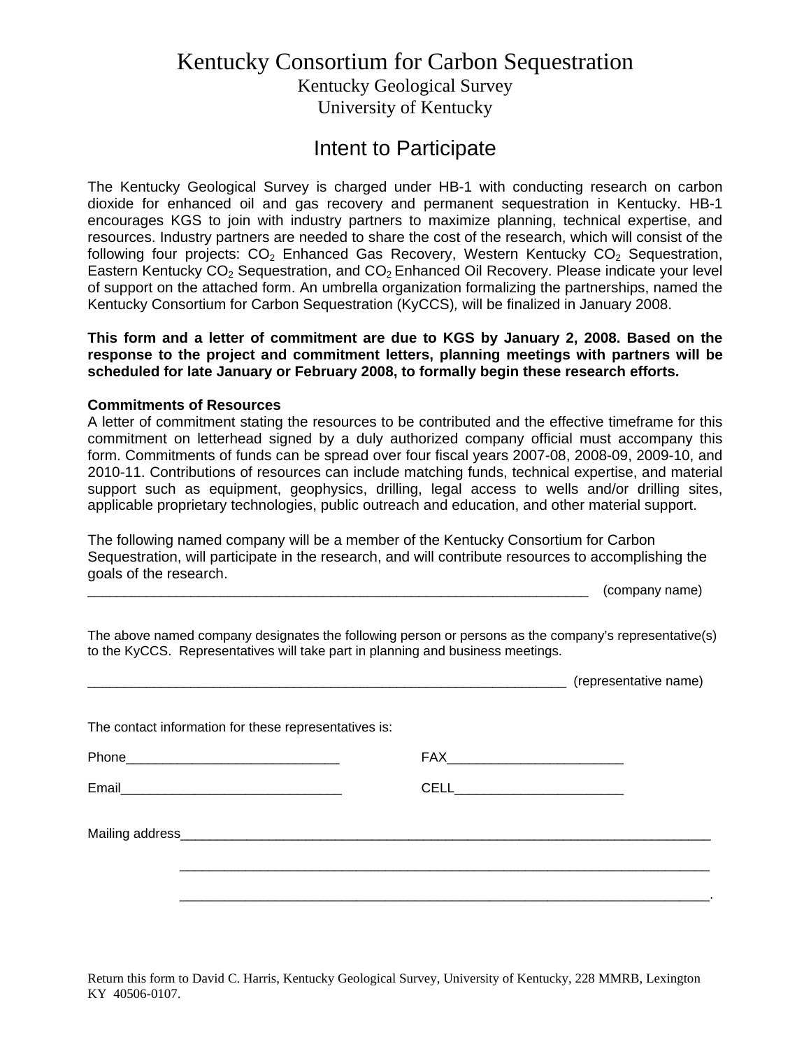// Kentucky Consortium for Carbon Sequestration

Kentucky Geological Survey

University of Kentucky

## Intent to Participate

The Kentucky Geological Survey is charged under HB-1 with conducting research on carbon dioxide for enhanced oil and gas recovery and permanent sequestration in Kentucky. HB-1 encourages KGS to join with industry partners to maximize planning, technical expertise, and resources. Industry partners are needed to share the cost of the research, which will consist of the following four projects: $CO_2$ Enhanced Gas Recovery, Western Kentucky $CO_2$ Sequestration, Eastern Kentucky $CO_2$ Sequestration, and $CO_2$ Enhanced Oil Recovery. Please indicate your level of support on the attached form. An umbrella organization formalizing the partnerships, named the Kentucky Consortium for Carbon Sequestration (KyCCS), will be finalized in January 2008.

**This form and a letter of commitment are due to KGS by January 2, 2008. Based on the response to the project and commitment letters, planning meetings with partners will be scheduled for late January or February 2008, to formally begin these research efforts.**

**Commitments of Resources**

A letter of commitment stating the resources to be contributed and the effective timeframe for this commitment on letterhead signed by a duly authorized company official must accompany this form. Commitments of funds can be spread over four fiscal years 2007-08, 2008-09, 2009-10, and 2010-11. Contributions of resources can include matching funds, technical expertise, and material support such as equipment, geophysics, drilling, legal access to wells and/or drilling sites, applicable proprietary technologies, public outreach and education, and other material support.

The following named company will be a member of the Kentucky Consortium for Carbon Sequestration, will participate in the research, and will contribute resources to accomplishing the goals of the research.

_____________________________________________________________________ (company name)

The above named company designates the following person or persons as the company's representative(s) to the KyCCS. Representatives will take part in planning and business meetings.

__________________________________________________________________ (representative name)

The contact information for these representatives is:

Phone_____________________________ FAX________________________

Email______________________________ CELL_______________________

Mailing address__________________________________________________________________

__________________________________________________________________________

__________________________________________________________________________.

Return this form to David C. Harris, Kentucky Geological Survey, University of Kentucky, 228 MMRB, Lexington KY 40506-0107.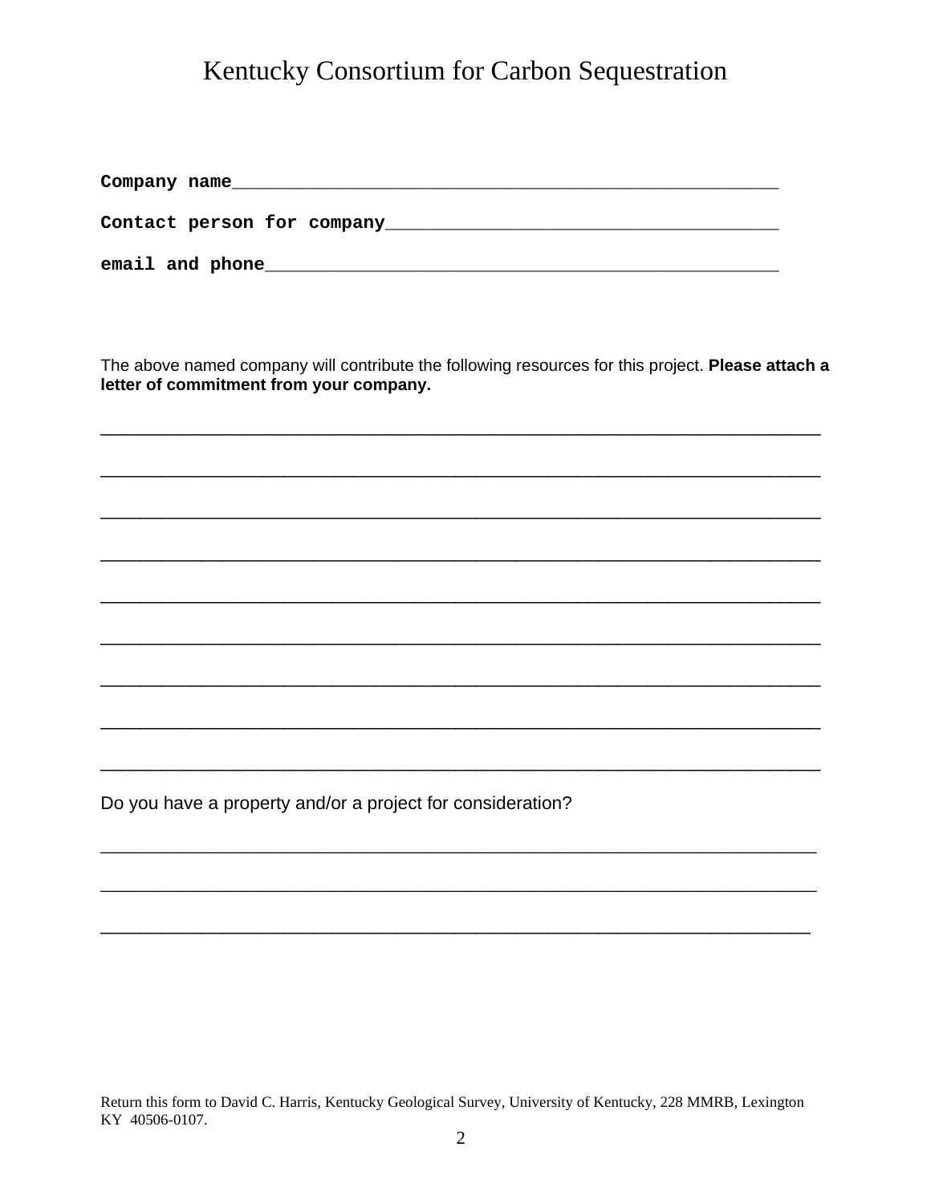# Kentucky Consortium for Carbon Sequestration

**Company name**\_\_\_\_\_\_\_\_\_\_\_\_\_\_\_\_\_\_\_\_\_\_\_\_\_\_\_\_\_\_\_\_\_\_\_\_\_\_\_\_\_\_\_\_\_\_\_\_

**Contact person for company**\_\_\_\_\_\_\_\_\_\_\_\_\_\_\_\_\_\_\_\_\_\_\_\_\_\_\_\_\_\_\_\_\_\_\_\_

**email and phone**\_\_\_\_\_\_\_\_\_\_\_\_\_\_\_\_\_\_\_\_\_\_\_\_\_\_\_\_\_\_\_\_\_\_\_\_\_\_\_\_\_\_\_\_\_

The above named company will contribute the following resources for this project. **Please attach a letter of commitment from your company.**

\_\_\_\_\_\_\_\_\_\_\_\_\_\_\_\_\_\_\_\_\_\_\_\_\_\_\_\_\_\_\_\_\_\_\_\_\_\_\_\_\_\_\_\_\_\_\_\_\_\_\_\_\_\_\_\_\_\_\_\_\_\_\_\_\_\_\_\_\_\_

\_\_\_\_\_\_\_\_\_\_\_\_\_\_\_\_\_\_\_\_\_\_\_\_\_\_\_\_\_\_\_\_\_\_\_\_\_\_\_\_\_\_\_\_\_\_\_\_\_\_\_\_\_\_\_\_\_\_\_\_\_\_\_\_\_\_\_\_\_\_

\_\_\_\_\_\_\_\_\_\_\_\_\_\_\_\_\_\_\_\_\_\_\_\_\_\_\_\_\_\_\_\_\_\_\_\_\_\_\_\_\_\_\_\_\_\_\_\_\_\_\_\_\_\_\_\_\_\_\_\_\_\_\_\_\_\_\_\_\_\_

\_\_\_\_\_\_\_\_\_\_\_\_\_\_\_\_\_\_\_\_\_\_\_\_\_\_\_\_\_\_\_\_\_\_\_\_\_\_\_\_\_\_\_\_\_\_\_\_\_\_\_\_\_\_\_\_\_\_\_\_\_\_\_\_\_\_\_\_\_\_

\_\_\_\_\_\_\_\_\_\_\_\_\_\_\_\_\_\_\_\_\_\_\_\_\_\_\_\_\_\_\_\_\_\_\_\_\_\_\_\_\_\_\_\_\_\_\_\_\_\_\_\_\_\_\_\_\_\_\_\_\_\_\_\_\_\_\_\_\_\_

\_\_\_\_\_\_\_\_\_\_\_\_\_\_\_\_\_\_\_\_\_\_\_\_\_\_\_\_\_\_\_\_\_\_\_\_\_\_\_\_\_\_\_\_\_\_\_\_\_\_\_\_\_\_\_\_\_\_\_\_\_\_\_\_\_\_\_\_\_\_

\_\_\_\_\_\_\_\_\_\_\_\_\_\_\_\_\_\_\_\_\_\_\_\_\_\_\_\_\_\_\_\_\_\_\_\_\_\_\_\_\_\_\_\_\_\_\_\_\_\_\_\_\_\_\_\_\_\_\_\_\_\_\_\_\_\_\_\_\_\_

\_\_\_\_\_\_\_\_\_\_\_\_\_\_\_\_\_\_\_\_\_\_\_\_\_\_\_\_\_\_\_\_\_\_\_\_\_\_\_\_\_\_\_\_\_\_\_\_\_\_\_\_\_\_\_\_\_\_\_\_\_\_\_\_\_\_\_\_\_\_

\_\_\_\_\_\_\_\_\_\_\_\_\_\_\_\_\_\_\_\_\_\_\_\_\_\_\_\_\_\_\_\_\_\_\_\_\_\_\_\_\_\_\_\_\_\_\_\_\_\_\_\_\_\_\_\_\_\_\_\_\_\_\_\_\_\_\_\_\_\_

Do you have a property and/or a project for consideration?

\_\_\_\_\_\_\_\_\_\_\_\_\_\_\_\_\_\_\_\_\_\_\_\_\_\_\_\_\_\_\_\_\_\_\_\_\_\_\_\_\_\_\_\_\_\_\_\_\_\_\_\_\_\_\_\_\_\_\_\_\_\_\_\_\_\_\_\_\_\_

\_\_\_\_\_\_\_\_\_\_\_\_\_\_\_\_\_\_\_\_\_\_\_\_\_\_\_\_\_\_\_\_\_\_\_\_\_\_\_\_\_\_\_\_\_\_\_\_\_\_\_\_\_\_\_\_\_\_\_\_\_\_\_\_\_\_\_\_\_\_

\_\_\_\_\_\_\_\_\_\_\_\_\_\_\_\_\_\_\_\_\_\_\_\_\_\_\_\_\_\_\_\_\_\_\_\_\_\_\_\_\_\_\_\_\_\_\_\_\_\_\_\_\_\_\_\_\_\_\_\_\_\_\_\_\_\_\_\_\_\_

Return this form to David C. Harris, Kentucky Geological Survey, University of Kentucky, 228 MMRB, Lexington KY 40506-0107.